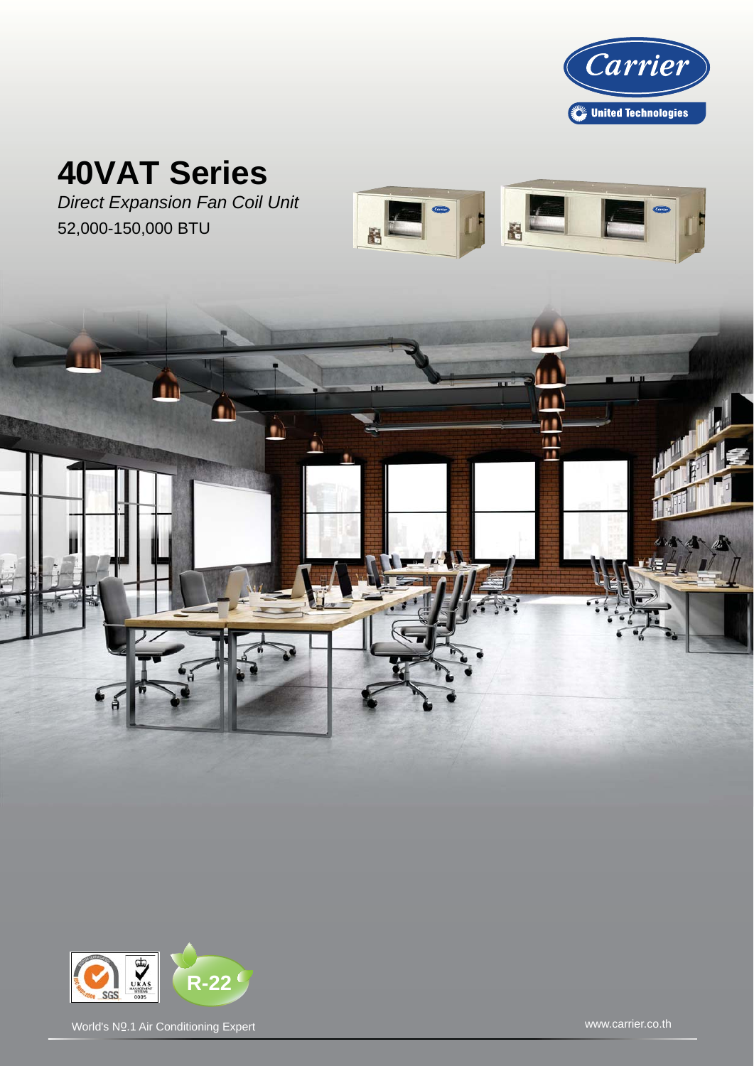Carrier

United Technologies

# 40VAT Series

*Direct Expansion Fan Coil Unit*

52,000-150,000 BTU

R-22

World's Nº.1 Air Conditioning Expert

www.carrier.co.th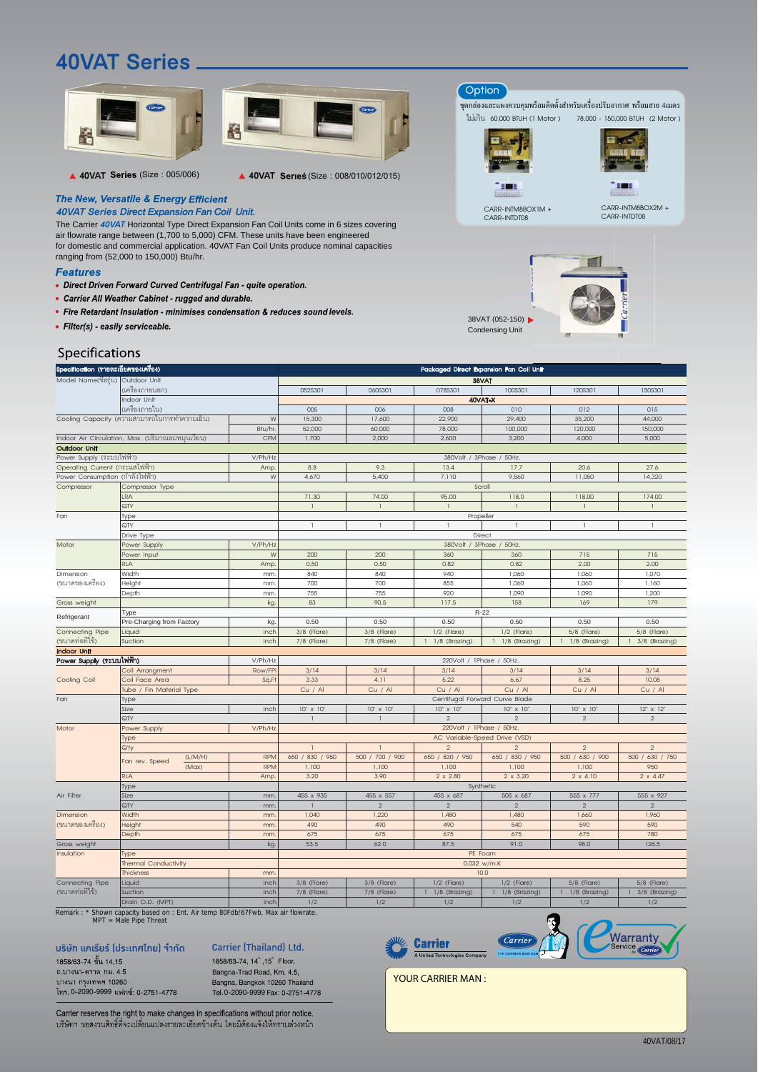# 40VAT Series

▲ **40VAT Series** (Size : 005/006)

▲ **40VAT Series** (Size : 008/010/012/015)

**Option**

ชุดกล่องและแผงควบคุมพร้อมติดตั้งสำหรับเครื่องปรับอากาศ พร้อมสาย 4เมตร

ไม่เกิน 60,000 BTUH (1 Motor) — CARR-INTM8BOX1M + CARR-INTDT08

78,000 - 150,000 BTUH (2 Motor) — CARR-INTM8BOX2M + CARR-INTDT08

38VAT (052-150) ▶ Condensing Unit

***The New, Versatile & Energy Efficient***

***40VAT Series Direct Expansion Fan Coil Unit.***

The Carrier ***40VAT*** Horizontal Type Direct Expansion Fan Coil Units come in 6 sizes covering air flowrate range between (1,700 to 5,000) CFM. These units have been engineered for domestic and commercial application. 40VAT Fan Coil Units produce nominal capacities ranging from (52,000 to 150,000) Btu/hr.

### Features

- ***Direct Driven Forward Curved Centrifugal Fan - quite operation.***
- ***Carrier All Weather Cabinet - rugged and durable.***
- ***Fire Retardant Insulation - minimises condensation & reduces sound levels.***
- ***Filter(s) - easily serviceable.***

## Specifications

| Specification (รายละเอียดของเครื่อง) | | | Packaged Direct Expansion Fan Coil Unit | | | | | |
|---|---|---|---|---|---|---|---|---|
| Model Name(ชื่อรุ่น) | Outdoor Unit (เครื่องภายนอก) | | 38VAT | | | | | |
| | | | 052S301 | 060S301 | 078S301 | 100S301 | 120S301 | 150S301 |
| | Indoor Unit (เครื่องภายใน) | | 40VAT-X | | | | | |
| | | | 005 | 006 | 008 | 010 | 012 | 015 |
| Cooling Capacity (ความสามารถในการทำความเย็น) | | W | 15,300 | 17,600 | 22,900 | 29,400 | 35,200 | 44,000 |
| | | Btu/hr. | 52,000 | 60,000 | 78,000 | 100,000 | 120,000 | 150,000 |
| Indoor Air Circulation, Max. (ปริมาณลมหมุนเวียน) | | CFM | 1,700 | 2,000 | 2,600 | 3,200 | 4,000 | 5,000 |
| **Outdoor Unit** | | | | | | | | |
| Power Supply (ระบบไฟฟ้า) | | V/Ph/Hz | 380Volt / 3Phase / 50Hz. | | | | | |
| Operating Current (กระแสไฟฟ้า) | | Amp. | 8.8 | 9.3 | 13.4 | 17.7 | 20.6 | 27.6 |
| Power Consumption (กำลังไฟฟ้า) | | W | 4,670 | 5,400 | 7,110 | 9,560 | 11,050 | 14,320 |
| Compressor | Compressor Type | | Scroll | | | | | |
| | LRA | | 71.30 | 74.00 | 95.00 | 118.0 | 118.00 | 174.00 |
| | QTY | | 1 | 1 | 1 | 1 | 1 | 1 |
| Fan | Type | | Propeller | | | | | |
| | QTY | | 1 | 1 | 1 | 1 | 1 | 1 |
| | Drive Type | | Direct | | | | | |
| Motor | Power Supply | V/Ph/Hz | 380Volt / 3Phase / 50Hz. | | | | | |
| | Power Input | W | 200 | 200 | 360 | 360 | 715 | 715 |
| | RLA | Amp. | 0.50 | 0.50 | 0.82 | 0.82 | 2.00 | 2.00 |
| Dimension (ขนาดของเครื่อง) | Width | mm. | 840 | 840 | 940 | 1,060 | 1,060 | 1,070 |
| | Height | mm. | 700 | 700 | 855 | 1,060 | 1,060 | 1,160 |
| | Depth | mm. | 755 | 755 | 920 | 1,090 | 1,090 | 1,200 |
| Gross weight | | kg. | 83 | 90.5 | 117.5 | 158 | 169 | 179 |
| Refrigerant | Type | | R-22 | | | | | |
| | Pre-Charging from Factory | kg. | 0.50 | 0.50 | 0.50 | 0.50 | 0.50 | 0.50 |
| Connecting Pipe (ขนาดท่อที่ใช้) | Liquid | inch | 3/8 (Flare) | 3/8 (Flare) | 1/2 (Flare) | 1/2 (Flare) | 5/8 (Flare) | 5/8 (Flare) |
| | Suction | inch | 7/8 (Flare) | 7/8 (Flare) | 1 1/8 (Brazing) | 1 1/8 (Brazing) | 1 1/8 (Brazing) | 1 3/8 (Brazing) |
| **Indoor Unit** | | | | | | | | |
| **Power Supply (ระบบไฟฟ้า)** | | V/Ph/Hz | 220Volt / 1Phase / 50Hz. | | | | | |
| Cooling Coil | Coil Arrangement | Row/FPI | 3/14 | 3/14 | 3/14 | 3/14 | 3/14 | 3/14 |
| | Coil Face Area | Sq.Ft | 3.33 | 4.11 | 5.22 | 6.67 | 8.25 | 10.08 |
| | Tube / Fin Material Type | | Cu / Al | Cu / Al | Cu / Al | Cu / Al | Cu / Al | Cu / Al |
| Fan | Type | | Centifugal Forward Curve Blade | | | | | |
| | Size | inch | 10" x 10" | 10" x 10" | 10" x 10" | 10" x 10" | 10" x 10" | 12" x 12" |
| | QTY | | 1 | 1 | 2 | 2 | 2 | 2 |
| Motor | Power Supply | V/Ph/Hz | 220Volt / 1Phase / 50Hz. | | | | | |
| | Type | | AC Variable-Speed Drive (VSD) | | | | | |
| | Q'ty | | 1 | 1 | 2 | 2 | 2 | 2 |
| | Fan rev. Speed (L/M/H) | RPM | 650 / 830 / 950 | 500 / 700 / 900 | 650 / 830 / 950 | 650 / 830 / 950 | 500 / 630 / 900 | 500 / 630 / 750 |
| | Fan rev. Speed (Max) | RPM | 1,100 | 1,100 | 1,100 | 1,100 | 1,100 | 950 |
| | RLA | Amp. | 3.20 | 3.90 | 2 x 2.80 | 2 x 3.20 | 2 x 4.10 | 2 x 4.47 |
| Air Filter | Type | | Synthetic | | | | | |
| | Size | mm. | 455 x 935 | 455 x 557 | 455 x 687 | 505 x 687 | 555 x 777 | 555 x 927 |
| | QTY | mm. | 1 | 2 | 2 | 2 | 2 | 2 |
| Dimension (ขนาดของเครื่อง) | Width | mm. | 1,040 | 1,220 | 1,480 | 1,480 | 1,660 | 1,960 |
| | Height | mm. | 490 | 490 | 490 | 540 | 590 | 590 |
| | Depth | mm. | 675 | 675 | 675 | 675 | 675 | 780 |
| Gross weight | | kg. | 53.5 | 62.0 | 87.5 | 91.0 | 98.0 | 126.5 |
| Insulation | Type | | PE Foam | | | | | |
| | Thermal Conductivity | | 0.032 w/m.K | | | | | |
| | Thickness | mm. | 10.0 | | | | | |
| Connecting Pipe (ขนาดท่อที่ใช้) | Liquid | inch | 3/8 (Flare) | 3/8 (Flare) | 1/2 (Flare) | 1/2 (Flare) | 5/8 (Flare) | 5/8 (Flare) |
| | Suction | inch | 7/8 (Flare) | 7/8 (Flare) | 1 1/8 (Brazing) | 1 1/8 (Brazing) | 1 1/8 (Brazing) | 1 3/8 (Brazing) |
| | Drain O.D. (MPT) | inch | 1/2 | 1/2 | 1/2 | 1/2 | 1/2 | 1/2 |

Remark : * Shown capacity based on : Ent. Air temp 80Fdb/67Fwb, Max air flowrate.
MPT = Male Pipe Threat

**บริษัท แคเรียร์ (ประเทศไทย) จำกัด**
1858/63-74 ชั้น 14,15
ถ.บางนา-ตราด กม. 4.5
บางนา กรุงเทพฯ 10260
โทร. 0-2090-9999 แฟกซ์: 0-2751-4778

**Carrier (Thailand) Ltd.**
1858/63-74, 14th ,15th Floor,
Bangna-Trad Road, Km. 4.5,
Bangna, Bangkok 10260 Thailand
Tel.0-2090-9999 Fax: 0-2751-4778

Carrier — A United Technologies Company

Carrier — THE CARRIER MAN CARE

eWarranty Service by Carrier

YOUR CARRIER MAN :

Carrier reserves the right to make changes in specifications without prior notice.
บริษัทฯ ขอสงวนสิทธิ์ที่จะเปลี่ยนแปลงรายละเอียดข้างต้น โดยมิต้องแจ้งให้ทราบล่วงหน้า

40VAT/08/17